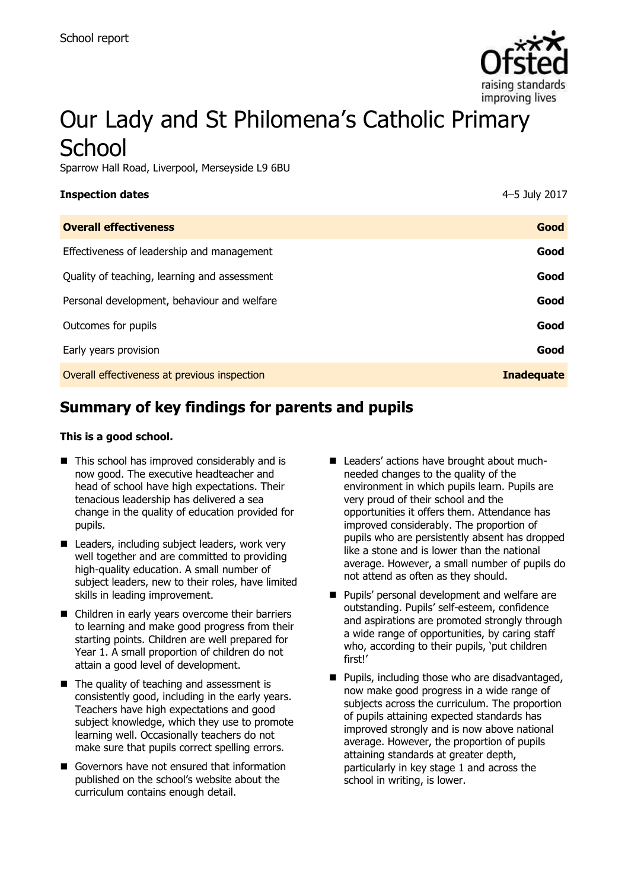School report

# Our Lady and St Philomena's Catholic Primary School

Sparrow Hall Road, Liverpool, Merseyside L9 6BU

**Inspection dates** 4–5 July 2017

| **Overall effectiveness** | **Good** |
|---|---|
| Effectiveness of leadership and management | **Good** |
| Quality of teaching, learning and assessment | **Good** |
| Personal development, behaviour and welfare | **Good** |
| Outcomes for pupils | **Good** |
| Early years provision | **Good** |
| Overall effectiveness at previous inspection | **Inadequate** |

## Summary of key findings for parents and pupils

**This is a good school.**

- This school has improved considerably and is now good. The executive headteacher and head of school have high expectations. Their tenacious leadership has delivered a sea change in the quality of education provided for pupils.
- Leaders, including subject leaders, work very well together and are committed to providing high-quality education. A small number of subject leaders, new to their roles, have limited skills in leading improvement.
- Children in early years overcome their barriers to learning and make good progress from their starting points. Children are well prepared for Year 1. A small proportion of children do not attain a good level of development.
- The quality of teaching and assessment is consistently good, including in the early years. Teachers have high expectations and good subject knowledge, which they use to promote learning well. Occasionally teachers do not make sure that pupils correct spelling errors.
- Governors have not ensured that information published on the school's website about the curriculum contains enough detail.
- Leaders' actions have brought about much-needed changes to the quality of the environment in which pupils learn. Pupils are very proud of their school and the opportunities it offers them. Attendance has improved considerably. The proportion of pupils who are persistently absent has dropped like a stone and is lower than the national average. However, a small number of pupils do not attend as often as they should.
- Pupils' personal development and welfare are outstanding. Pupils' self-esteem, confidence and aspirations are promoted strongly through a wide range of opportunities, by caring staff who, according to their pupils, 'put children first!'
- Pupils, including those who are disadvantaged, now make good progress in a wide range of subjects across the curriculum. The proportion of pupils attaining expected standards has improved strongly and is now above national average. However, the proportion of pupils attaining standards at greater depth, particularly in key stage 1 and across the school in writing, is lower.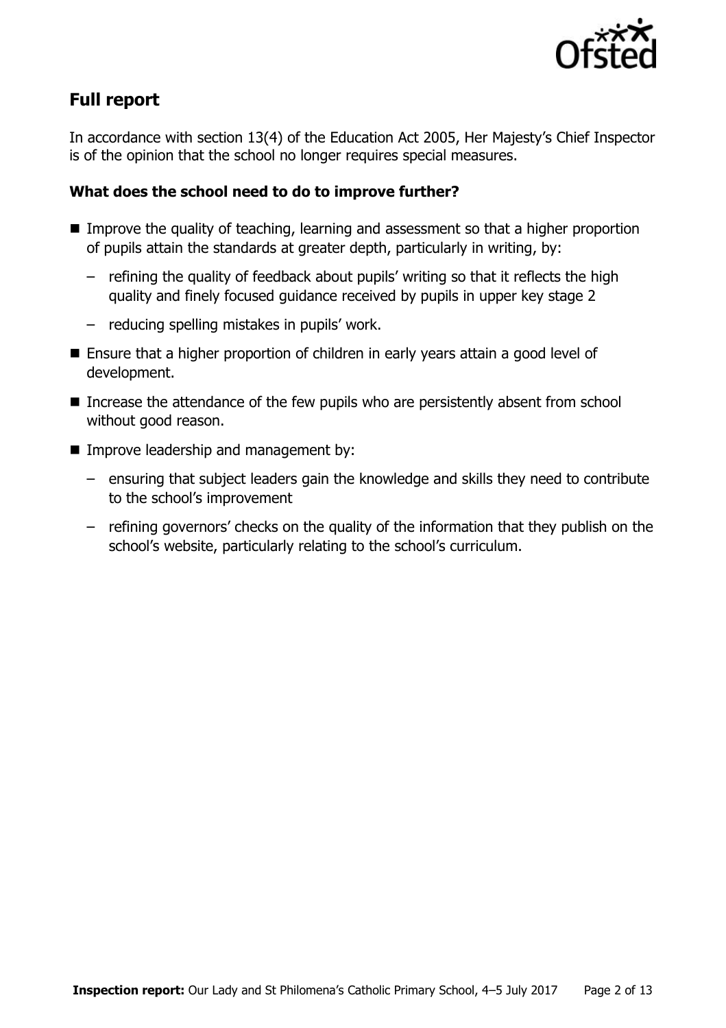## Full report

In accordance with section 13(4) of the Education Act 2005, Her Majesty's Chief Inspector is of the opinion that the school no longer requires special measures.

### What does the school need to do to improve further?

- Improve the quality of teaching, learning and assessment so that a higher proportion of pupils attain the standards at greater depth, particularly in writing, by:
  - refining the quality of feedback about pupils' writing so that it reflects the high quality and finely focused guidance received by pupils in upper key stage 2
  - reducing spelling mistakes in pupils' work.
- Ensure that a higher proportion of children in early years attain a good level of development.
- Increase the attendance of the few pupils who are persistently absent from school without good reason.
- Improve leadership and management by:
  - ensuring that subject leaders gain the knowledge and skills they need to contribute to the school's improvement
  - refining governors' checks on the quality of the information that they publish on the school's website, particularly relating to the school's curriculum.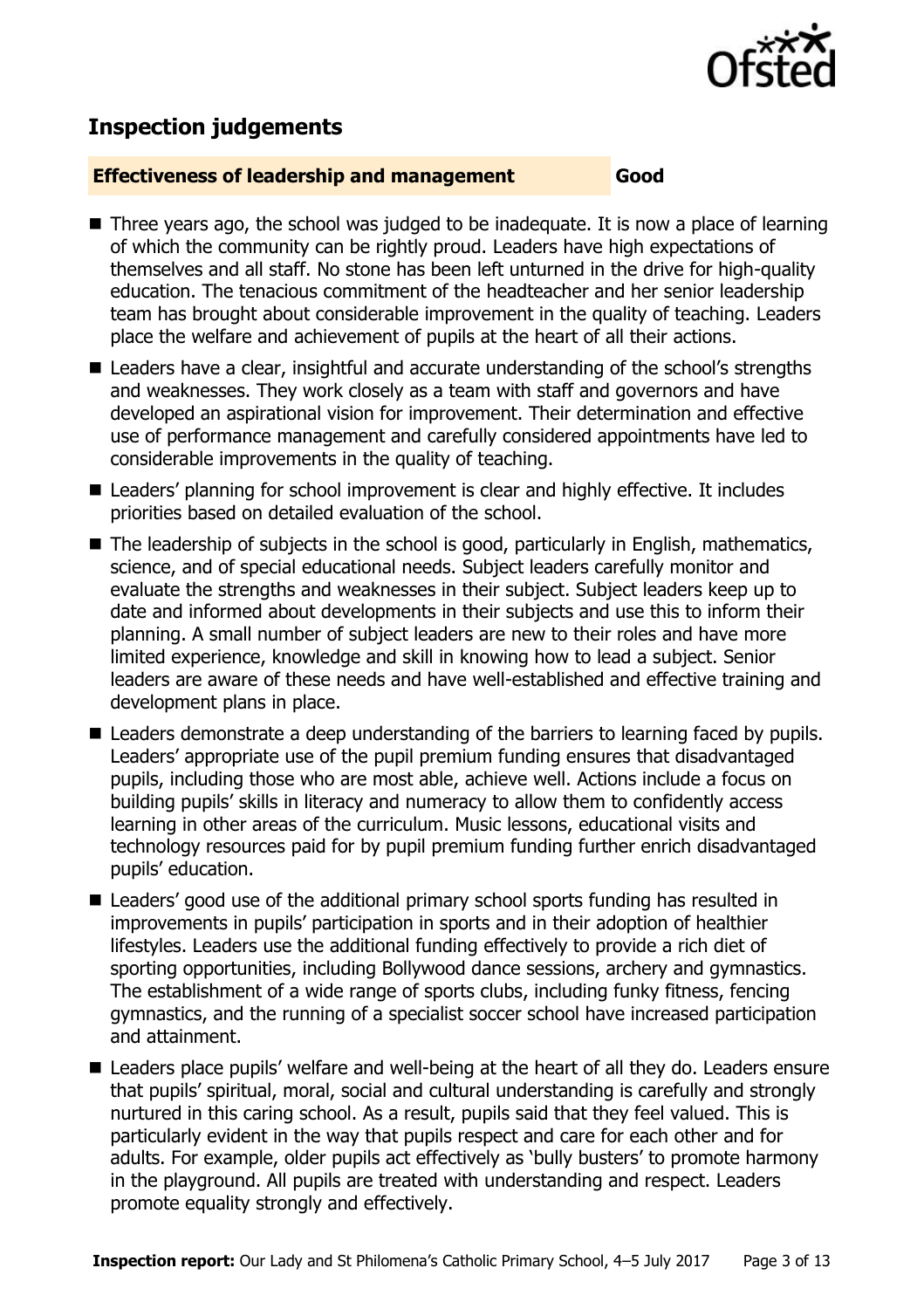## Inspection judgements

**Effectiveness of leadership and management** **Good**

- Three years ago, the school was judged to be inadequate. It is now a place of learning of which the community can be rightly proud. Leaders have high expectations of themselves and all staff. No stone has been left unturned in the drive for high-quality education. The tenacious commitment of the headteacher and her senior leadership team has brought about considerable improvement in the quality of teaching. Leaders place the welfare and achievement of pupils at the heart of all their actions.
- Leaders have a clear, insightful and accurate understanding of the school's strengths and weaknesses. They work closely as a team with staff and governors and have developed an aspirational vision for improvement. Their determination and effective use of performance management and carefully considered appointments have led to considerable improvements in the quality of teaching.
- Leaders' planning for school improvement is clear and highly effective. It includes priorities based on detailed evaluation of the school.
- The leadership of subjects in the school is good, particularly in English, mathematics, science, and of special educational needs. Subject leaders carefully monitor and evaluate the strengths and weaknesses in their subject. Subject leaders keep up to date and informed about developments in their subjects and use this to inform their planning. A small number of subject leaders are new to their roles and have more limited experience, knowledge and skill in knowing how to lead a subject. Senior leaders are aware of these needs and have well-established and effective training and development plans in place.
- Leaders demonstrate a deep understanding of the barriers to learning faced by pupils. Leaders' appropriate use of the pupil premium funding ensures that disadvantaged pupils, including those who are most able, achieve well. Actions include a focus on building pupils' skills in literacy and numeracy to allow them to confidently access learning in other areas of the curriculum. Music lessons, educational visits and technology resources paid for by pupil premium funding further enrich disadvantaged pupils' education.
- Leaders' good use of the additional primary school sports funding has resulted in improvements in pupils' participation in sports and in their adoption of healthier lifestyles. Leaders use the additional funding effectively to provide a rich diet of sporting opportunities, including Bollywood dance sessions, archery and gymnastics. The establishment of a wide range of sports clubs, including funky fitness, fencing gymnastics, and the running of a specialist soccer school have increased participation and attainment.
- Leaders place pupils' welfare and well-being at the heart of all they do. Leaders ensure that pupils' spiritual, moral, social and cultural understanding is carefully and strongly nurtured in this caring school. As a result, pupils said that they feel valued. This is particularly evident in the way that pupils respect and care for each other and for adults. For example, older pupils act effectively as 'bully busters' to promote harmony in the playground. All pupils are treated with understanding and respect. Leaders promote equality strongly and effectively.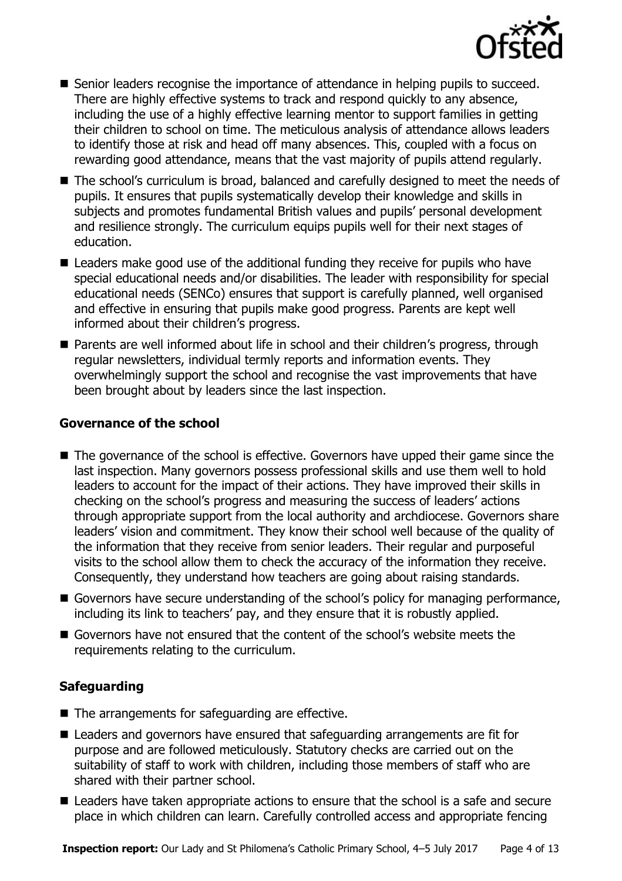- Senior leaders recognise the importance of attendance in helping pupils to succeed. There are highly effective systems to track and respond quickly to any absence, including the use of a highly effective learning mentor to support families in getting their children to school on time. The meticulous analysis of attendance allows leaders to identify those at risk and head off many absences. This, coupled with a focus on rewarding good attendance, means that the vast majority of pupils attend regularly.
- The school's curriculum is broad, balanced and carefully designed to meet the needs of pupils. It ensures that pupils systematically develop their knowledge and skills in subjects and promotes fundamental British values and pupils' personal development and resilience strongly. The curriculum equips pupils well for their next stages of education.
- Leaders make good use of the additional funding they receive for pupils who have special educational needs and/or disabilities. The leader with responsibility for special educational needs (SENCo) ensures that support is carefully planned, well organised and effective in ensuring that pupils make good progress. Parents are kept well informed about their children's progress.
- Parents are well informed about life in school and their children's progress, through regular newsletters, individual termly reports and information events. They overwhelmingly support the school and recognise the vast improvements that have been brought about by leaders since the last inspection.

### Governance of the school

- The governance of the school is effective. Governors have upped their game since the last inspection. Many governors possess professional skills and use them well to hold leaders to account for the impact of their actions. They have improved their skills in checking on the school's progress and measuring the success of leaders' actions through appropriate support from the local authority and archdiocese. Governors share leaders' vision and commitment. They know their school well because of the quality of the information that they receive from senior leaders. Their regular and purposeful visits to the school allow them to check the accuracy of the information they receive. Consequently, they understand how teachers are going about raising standards.
- Governors have secure understanding of the school's policy for managing performance, including its link to teachers' pay, and they ensure that it is robustly applied.
- Governors have not ensured that the content of the school's website meets the requirements relating to the curriculum.

### Safeguarding

- The arrangements for safeguarding are effective.
- Leaders and governors have ensured that safeguarding arrangements are fit for purpose and are followed meticulously. Statutory checks are carried out on the suitability of staff to work with children, including those members of staff who are shared with their partner school.
- Leaders have taken appropriate actions to ensure that the school is a safe and secure place in which children can learn. Carefully controlled access and appropriate fencing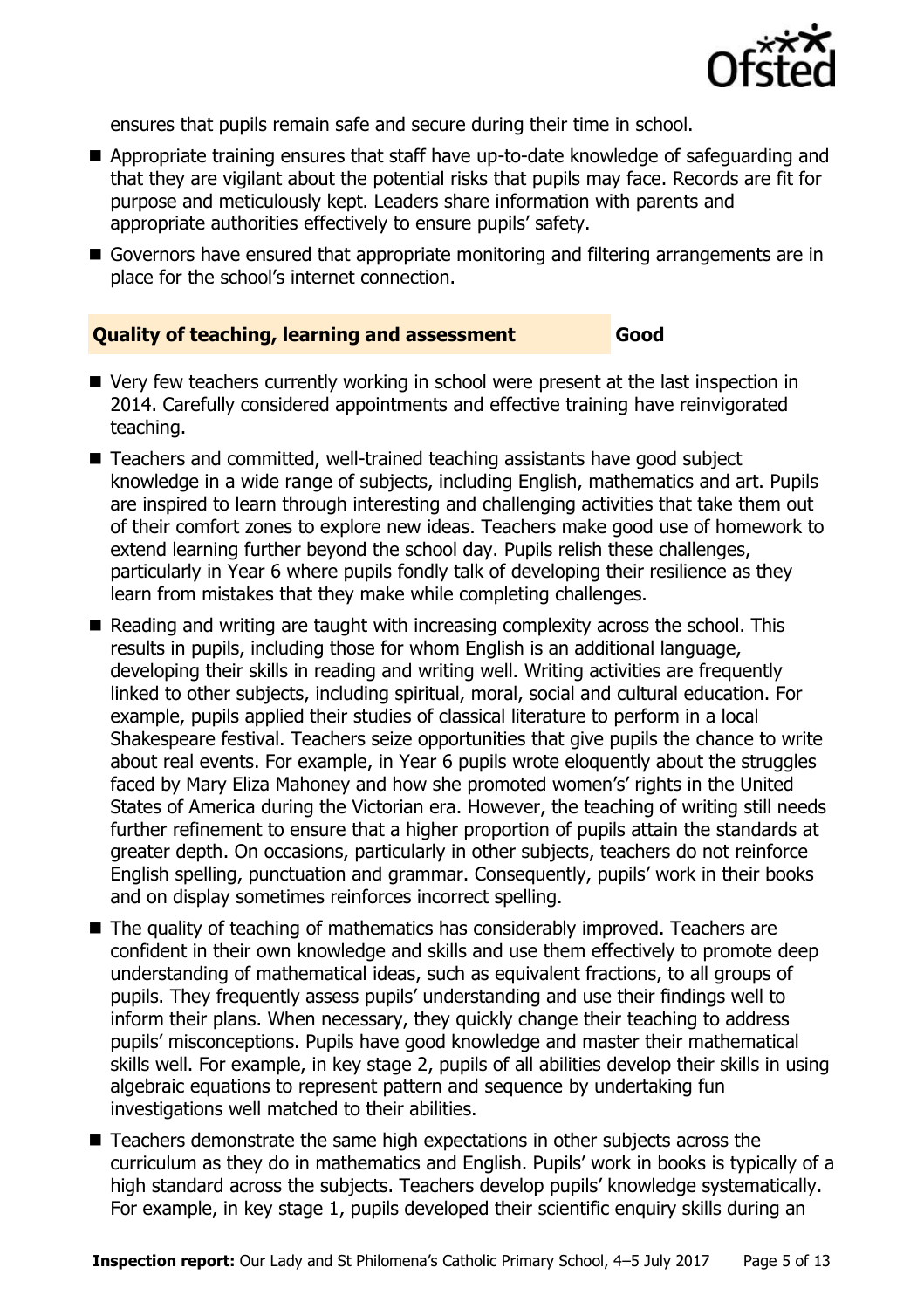ensures that pupils remain safe and secure during their time in school.

- Appropriate training ensures that staff have up-to-date knowledge of safeguarding and that they are vigilant about the potential risks that pupils may face. Records are fit for purpose and meticulously kept. Leaders share information with parents and appropriate authorities effectively to ensure pupils' safety.
- Governors have ensured that appropriate monitoring and filtering arrangements are in place for the school's internet connection.

## Quality of teaching, learning and assessment — Good

- Very few teachers currently working in school were present at the last inspection in 2014. Carefully considered appointments and effective training have reinvigorated teaching.
- Teachers and committed, well-trained teaching assistants have good subject knowledge in a wide range of subjects, including English, mathematics and art. Pupils are inspired to learn through interesting and challenging activities that take them out of their comfort zones to explore new ideas. Teachers make good use of homework to extend learning further beyond the school day. Pupils relish these challenges, particularly in Year 6 where pupils fondly talk of developing their resilience as they learn from mistakes that they make while completing challenges.
- Reading and writing are taught with increasing complexity across the school. This results in pupils, including those for whom English is an additional language, developing their skills in reading and writing well. Writing activities are frequently linked to other subjects, including spiritual, moral, social and cultural education. For example, pupils applied their studies of classical literature to perform in a local Shakespeare festival. Teachers seize opportunities that give pupils the chance to write about real events. For example, in Year 6 pupils wrote eloquently about the struggles faced by Mary Eliza Mahoney and how she promoted women's' rights in the United States of America during the Victorian era. However, the teaching of writing still needs further refinement to ensure that a higher proportion of pupils attain the standards at greater depth. On occasions, particularly in other subjects, teachers do not reinforce English spelling, punctuation and grammar. Consequently, pupils' work in their books and on display sometimes reinforces incorrect spelling.
- The quality of teaching of mathematics has considerably improved. Teachers are confident in their own knowledge and skills and use them effectively to promote deep understanding of mathematical ideas, such as equivalent fractions, to all groups of pupils. They frequently assess pupils' understanding and use their findings well to inform their plans. When necessary, they quickly change their teaching to address pupils' misconceptions. Pupils have good knowledge and master their mathematical skills well. For example, in key stage 2, pupils of all abilities develop their skills in using algebraic equations to represent pattern and sequence by undertaking fun investigations well matched to their abilities.
- Teachers demonstrate the same high expectations in other subjects across the curriculum as they do in mathematics and English. Pupils' work in books is typically of a high standard across the subjects. Teachers develop pupils' knowledge systematically. For example, in key stage 1, pupils developed their scientific enquiry skills during an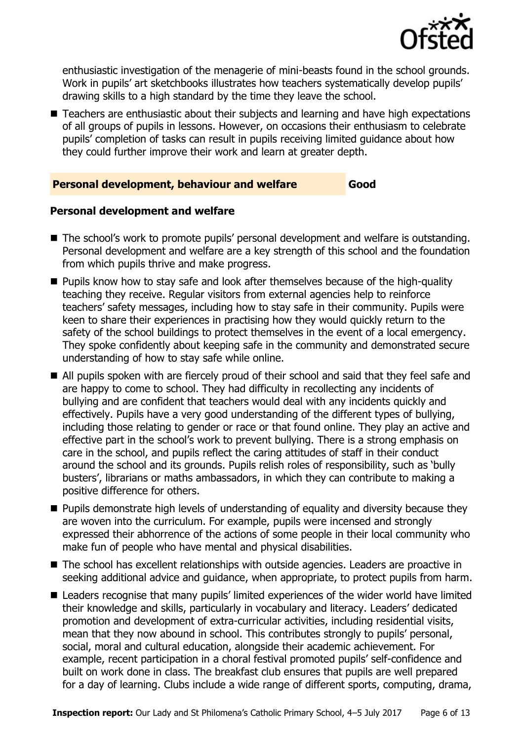enthusiastic investigation of the menagerie of mini-beasts found in the school grounds. Work in pupils' art sketchbooks illustrates how teachers systematically develop pupils' drawing skills to a high standard by the time they leave the school.

- Teachers are enthusiastic about their subjects and learning and have high expectations of all groups of pupils in lessons. However, on occasions their enthusiasm to celebrate pupils' completion of tasks can result in pupils receiving limited guidance about how they could further improve their work and learn at greater depth.

## Personal development, behaviour and welfare — Good

### Personal development and welfare

- The school's work to promote pupils' personal development and welfare is outstanding. Personal development and welfare are a key strength of this school and the foundation from which pupils thrive and make progress.
- Pupils know how to stay safe and look after themselves because of the high-quality teaching they receive. Regular visitors from external agencies help to reinforce teachers' safety messages, including how to stay safe in their community. Pupils were keen to share their experiences in practising how they would quickly return to the safety of the school buildings to protect themselves in the event of a local emergency. They spoke confidently about keeping safe in the community and demonstrated secure understanding of how to stay safe while online.
- All pupils spoken with are fiercely proud of their school and said that they feel safe and are happy to come to school. They had difficulty in recollecting any incidents of bullying and are confident that teachers would deal with any incidents quickly and effectively. Pupils have a very good understanding of the different types of bullying, including those relating to gender or race or that found online. They play an active and effective part in the school's work to prevent bullying. There is a strong emphasis on care in the school, and pupils reflect the caring attitudes of staff in their conduct around the school and its grounds. Pupils relish roles of responsibility, such as 'bully busters', librarians or maths ambassadors, in which they can contribute to making a positive difference for others.
- Pupils demonstrate high levels of understanding of equality and diversity because they are woven into the curriculum. For example, pupils were incensed and strongly expressed their abhorrence of the actions of some people in their local community who make fun of people who have mental and physical disabilities.
- The school has excellent relationships with outside agencies. Leaders are proactive in seeking additional advice and guidance, when appropriate, to protect pupils from harm.
- Leaders recognise that many pupils' limited experiences of the wider world have limited their knowledge and skills, particularly in vocabulary and literacy. Leaders' dedicated promotion and development of extra-curricular activities, including residential visits, mean that they now abound in school. This contributes strongly to pupils' personal, social, moral and cultural education, alongside their academic achievement. For example, recent participation in a choral festival promoted pupils' self-confidence and built on work done in class. The breakfast club ensures that pupils are well prepared for a day of learning. Clubs include a wide range of different sports, computing, drama,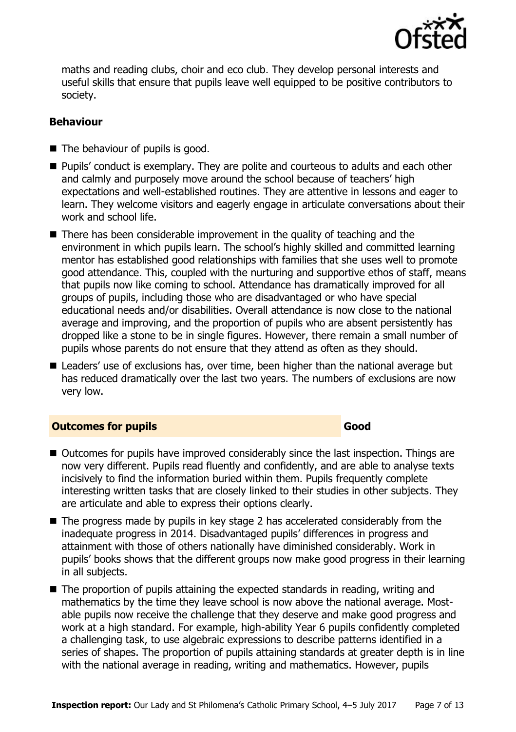maths and reading clubs, choir and eco club. They develop personal interests and useful skills that ensure that pupils leave well equipped to be positive contributors to society.

### Behaviour

- The behaviour of pupils is good.
- Pupils' conduct is exemplary. They are polite and courteous to adults and each other and calmly and purposely move around the school because of teachers' high expectations and well-established routines. They are attentive in lessons and eager to learn. They welcome visitors and eagerly engage in articulate conversations about their work and school life.
- There has been considerable improvement in the quality of teaching and the environment in which pupils learn. The school's highly skilled and committed learning mentor has established good relationships with families that she uses well to promote good attendance. This, coupled with the nurturing and supportive ethos of staff, means that pupils now like coming to school. Attendance has dramatically improved for all groups of pupils, including those who are disadvantaged or who have special educational needs and/or disabilities. Overall attendance is now close to the national average and improving, and the proportion of pupils who are absent persistently has dropped like a stone to be in single figures. However, there remain a small number of pupils whose parents do not ensure that they attend as often as they should.
- Leaders' use of exclusions has, over time, been higher than the national average but has reduced dramatically over the last two years. The numbers of exclusions are now very low.

## Outcomes for pupils — Good

- Outcomes for pupils have improved considerably since the last inspection. Things are now very different. Pupils read fluently and confidently, and are able to analyse texts incisively to find the information buried within them. Pupils frequently complete interesting written tasks that are closely linked to their studies in other subjects. They are articulate and able to express their options clearly.
- The progress made by pupils in key stage 2 has accelerated considerably from the inadequate progress in 2014. Disadvantaged pupils' differences in progress and attainment with those of others nationally have diminished considerably. Work in pupils' books shows that the different groups now make good progress in their learning in all subjects.
- The proportion of pupils attaining the expected standards in reading, writing and mathematics by the time they leave school is now above the national average. Most-able pupils now receive the challenge that they deserve and make good progress and work at a high standard. For example, high-ability Year 6 pupils confidently completed a challenging task, to use algebraic expressions to describe patterns identified in a series of shapes. The proportion of pupils attaining standards at greater depth is in line with the national average in reading, writing and mathematics. However, pupils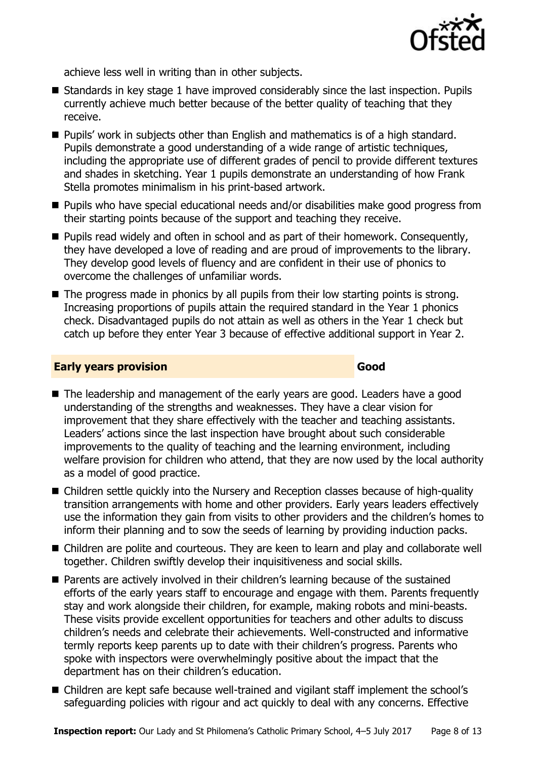achieve less well in writing than in other subjects.

- Standards in key stage 1 have improved considerably since the last inspection. Pupils currently achieve much better because of the better quality of teaching that they receive.
- Pupils' work in subjects other than English and mathematics is of a high standard. Pupils demonstrate a good understanding of a wide range of artistic techniques, including the appropriate use of different grades of pencil to provide different textures and shades in sketching. Year 1 pupils demonstrate an understanding of how Frank Stella promotes minimalism in his print-based artwork.
- Pupils who have special educational needs and/or disabilities make good progress from their starting points because of the support and teaching they receive.
- Pupils read widely and often in school and as part of their homework. Consequently, they have developed a love of reading and are proud of improvements to the library. They develop good levels of fluency and are confident in their use of phonics to overcome the challenges of unfamiliar words.
- The progress made in phonics by all pupils from their low starting points is strong. Increasing proportions of pupils attain the required standard in the Year 1 phonics check. Disadvantaged pupils do not attain as well as others in the Year 1 check but catch up before they enter Year 3 because of effective additional support in Year 2.

## Early years provision — Good

- The leadership and management of the early years are good. Leaders have a good understanding of the strengths and weaknesses. They have a clear vision for improvement that they share effectively with the teacher and teaching assistants. Leaders' actions since the last inspection have brought about such considerable improvements to the quality of teaching and the learning environment, including welfare provision for children who attend, that they are now used by the local authority as a model of good practice.
- Children settle quickly into the Nursery and Reception classes because of high-quality transition arrangements with home and other providers. Early years leaders effectively use the information they gain from visits to other providers and the children's homes to inform their planning and to sow the seeds of learning by providing induction packs.
- Children are polite and courteous. They are keen to learn and play and collaborate well together. Children swiftly develop their inquisitiveness and social skills.
- Parents are actively involved in their children's learning because of the sustained efforts of the early years staff to encourage and engage with them. Parents frequently stay and work alongside their children, for example, making robots and mini-beasts. These visits provide excellent opportunities for teachers and other adults to discuss children's needs and celebrate their achievements. Well-constructed and informative termly reports keep parents up to date with their children's progress. Parents who spoke with inspectors were overwhelmingly positive about the impact that the department has on their children's education.
- Children are kept safe because well-trained and vigilant staff implement the school's safeguarding policies with rigour and act quickly to deal with any concerns. Effective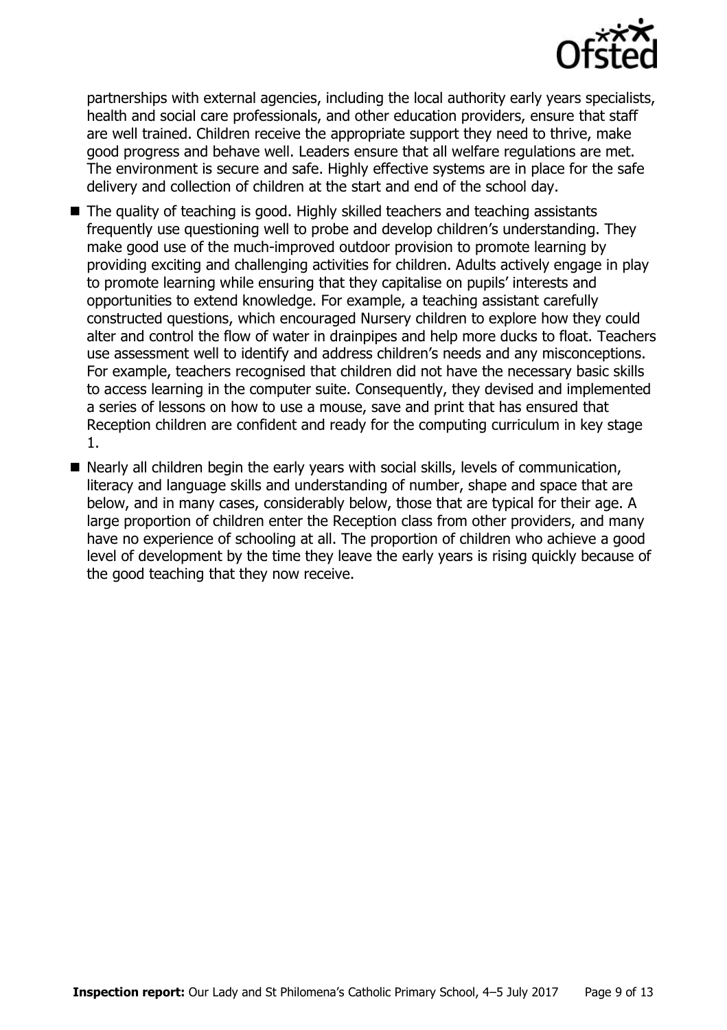partnerships with external agencies, including the local authority early years specialists, health and social care professionals, and other education providers, ensure that staff are well trained. Children receive the appropriate support they need to thrive, make good progress and behave well. Leaders ensure that all welfare regulations are met. The environment is secure and safe. Highly effective systems are in place for the safe delivery and collection of children at the start and end of the school day.

- The quality of teaching is good. Highly skilled teachers and teaching assistants frequently use questioning well to probe and develop children's understanding. They make good use of the much-improved outdoor provision to promote learning by providing exciting and challenging activities for children. Adults actively engage in play to promote learning while ensuring that they capitalise on pupils' interests and opportunities to extend knowledge. For example, a teaching assistant carefully constructed questions, which encouraged Nursery children to explore how they could alter and control the flow of water in drainpipes and help more ducks to float. Teachers use assessment well to identify and address children's needs and any misconceptions. For example, teachers recognised that children did not have the necessary basic skills to access learning in the computer suite. Consequently, they devised and implemented a series of lessons on how to use a mouse, save and print that has ensured that Reception children are confident and ready for the computing curriculum in key stage 1.
- Nearly all children begin the early years with social skills, levels of communication, literacy and language skills and understanding of number, shape and space that are below, and in many cases, considerably below, those that are typical for their age. A large proportion of children enter the Reception class from other providers, and many have no experience of schooling at all. The proportion of children who achieve a good level of development by the time they leave the early years is rising quickly because of the good teaching that they now receive.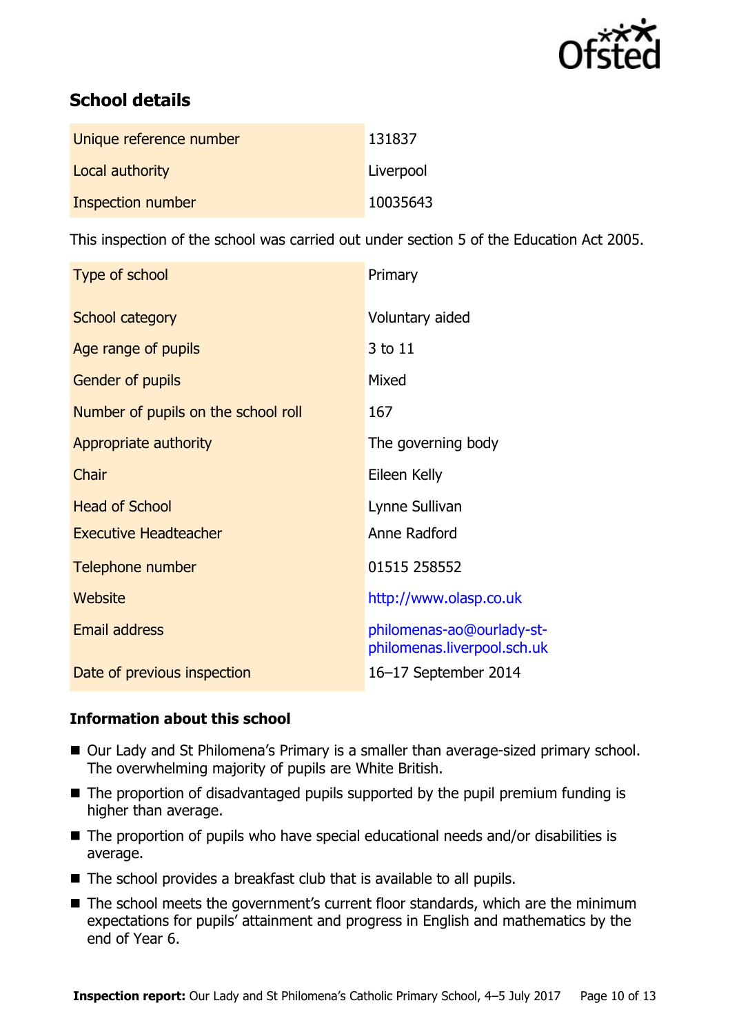## School details

| Unique reference number | 131837 |
| --- | --- |
| Local authority | Liverpool |
| Inspection number | 10035643 |

This inspection of the school was carried out under section 5 of the Education Act 2005.

| Type of school | Primary |
| --- | --- |
| School category | Voluntary aided |
| Age range of pupils | 3 to 11 |
| Gender of pupils | Mixed |
| Number of pupils on the school roll | 167 |
| Appropriate authority | The governing body |
| Chair | Eileen Kelly |
| Head of School | Lynne Sullivan |
| Executive Headteacher | Anne Radford |
| Telephone number | 01515 258552 |
| Website | http://www.olasp.co.uk |
| Email address | philomenas-ao@ourlady-st-philomenas.liverpool.sch.uk |
| Date of previous inspection | 16–17 September 2014 |

### Information about this school

- Our Lady and St Philomena's Primary is a smaller than average-sized primary school. The overwhelming majority of pupils are White British.
- The proportion of disadvantaged pupils supported by the pupil premium funding is higher than average.
- The proportion of pupils who have special educational needs and/or disabilities is average.
- The school provides a breakfast club that is available to all pupils.
- The school meets the government's current floor standards, which are the minimum expectations for pupils' attainment and progress in English and mathematics by the end of Year 6.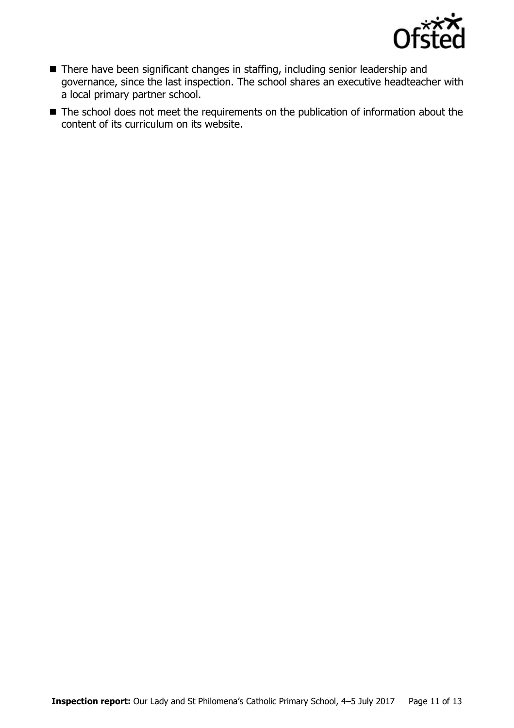- There have been significant changes in staffing, including senior leadership and governance, since the last inspection. The school shares an executive headteacher with a local primary partner school.
- The school does not meet the requirements on the publication of information about the content of its curriculum on its website.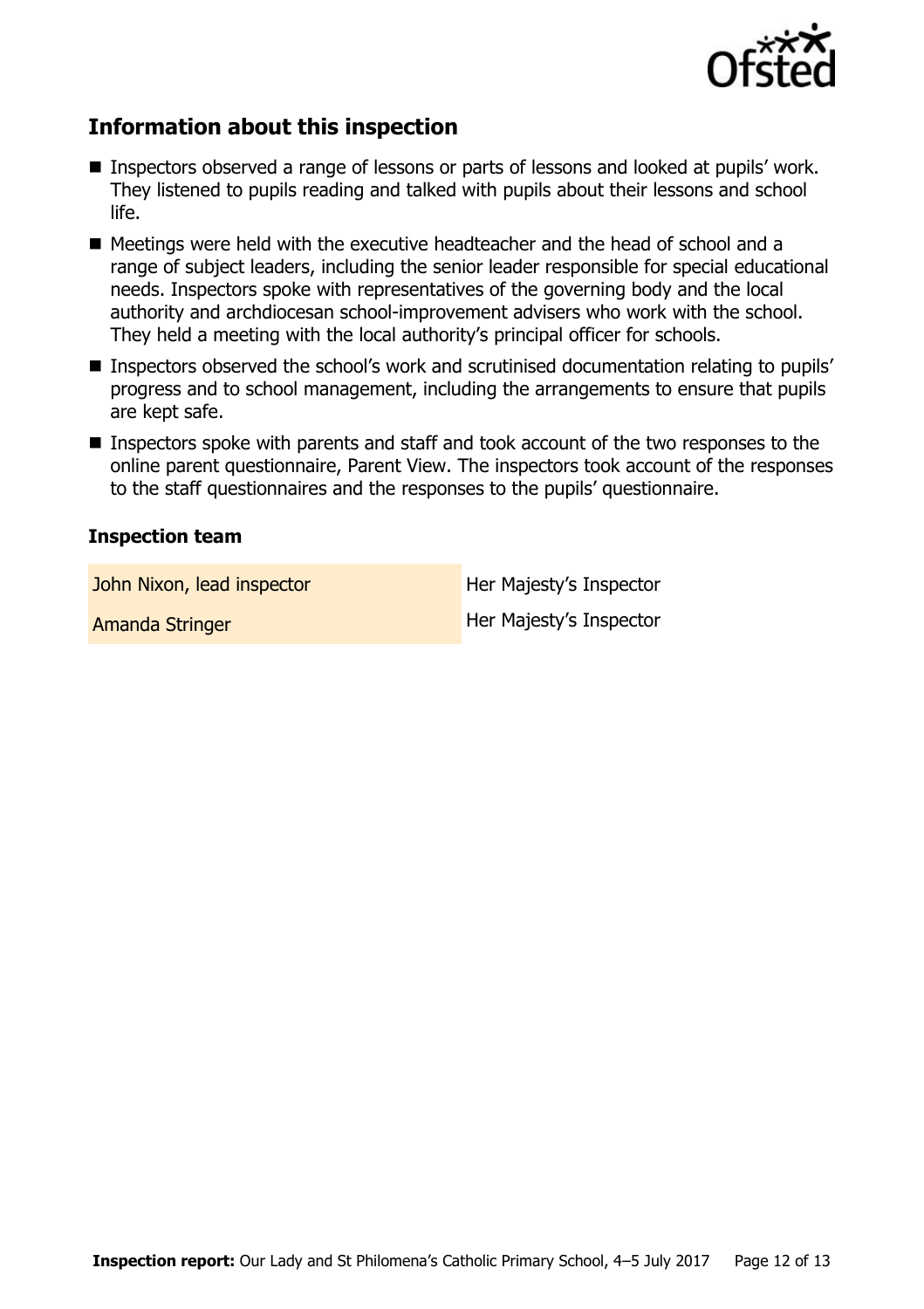## Information about this inspection

- Inspectors observed a range of lessons or parts of lessons and looked at pupils' work. They listened to pupils reading and talked with pupils about their lessons and school life.
- Meetings were held with the executive headteacher and the head of school and a range of subject leaders, including the senior leader responsible for special educational needs. Inspectors spoke with representatives of the governing body and the local authority and archdiocesan school-improvement advisers who work with the school. They held a meeting with the local authority's principal officer for schools.
- Inspectors observed the school's work and scrutinised documentation relating to pupils' progress and to school management, including the arrangements to ensure that pupils are kept safe.
- Inspectors spoke with parents and staff and took account of the two responses to the online parent questionnaire, Parent View. The inspectors took account of the responses to the staff questionnaires and the responses to the pupils' questionnaire.

### Inspection team

| | |
|---|---|
| John Nixon, lead inspector | Her Majesty's Inspector |
| Amanda Stringer | Her Majesty's Inspector |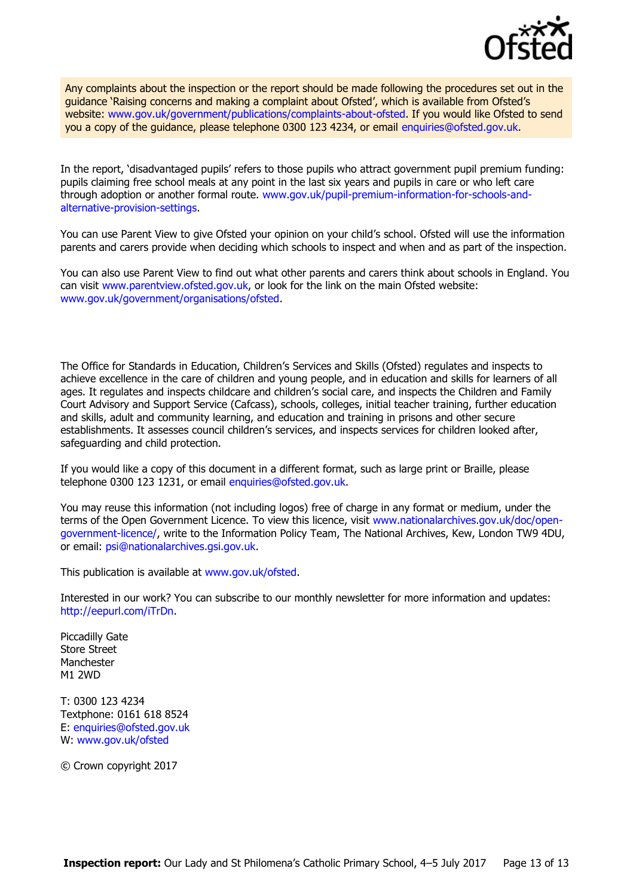Any complaints about the inspection or the report should be made following the procedures set out in the guidance 'Raising concerns and making a complaint about Ofsted', which is available from Ofsted's website: www.gov.uk/government/publications/complaints-about-ofsted. If you would like Ofsted to send you a copy of the guidance, please telephone 0300 123 4234, or email enquiries@ofsted.gov.uk.

In the report, 'disadvantaged pupils' refers to those pupils who attract government pupil premium funding: pupils claiming free school meals at any point in the last six years and pupils in care or who left care through adoption or another formal route. www.gov.uk/pupil-premium-information-for-schools-and-alternative-provision-settings.

You can use Parent View to give Ofsted your opinion on your child's school. Ofsted will use the information parents and carers provide when deciding which schools to inspect and when and as part of the inspection.

You can also use Parent View to find out what other parents and carers think about schools in England. You can visit www.parentview.ofsted.gov.uk, or look for the link on the main Ofsted website: www.gov.uk/government/organisations/ofsted.

The Office for Standards in Education, Children's Services and Skills (Ofsted) regulates and inspects to achieve excellence in the care of children and young people, and in education and skills for learners of all ages. It regulates and inspects childcare and children's social care, and inspects the Children and Family Court Advisory and Support Service (Cafcass), schools, colleges, initial teacher training, further education and skills, adult and community learning, and education and training in prisons and other secure establishments. It assesses council children's services, and inspects services for children looked after, safeguarding and child protection.

If you would like a copy of this document in a different format, such as large print or Braille, please telephone 0300 123 1231, or email enquiries@ofsted.gov.uk.

You may reuse this information (not including logos) free of charge in any format or medium, under the terms of the Open Government Licence. To view this licence, visit www.nationalarchives.gov.uk/doc/open-government-licence/, write to the Information Policy Team, The National Archives, Kew, London TW9 4DU, or email: psi@nationalarchives.gsi.gov.uk.

This publication is available at www.gov.uk/ofsted.

Interested in our work? You can subscribe to our monthly newsletter for more information and updates: http://eepurl.com/iTrDn.

Piccadilly Gate
Store Street
Manchester
M1 2WD

T: 0300 123 4234
Textphone: 0161 618 8524
E: enquiries@ofsted.gov.uk
W: www.gov.uk/ofsted

© Crown copyright 2017